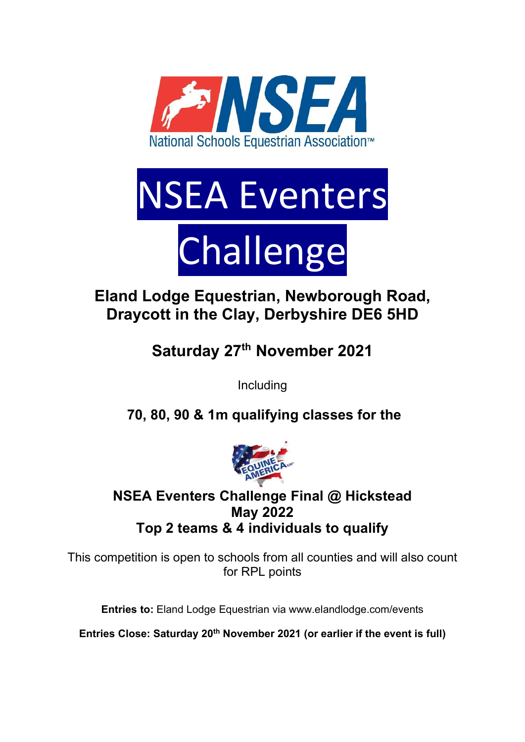# NSEA Eventers Challenge

**Eland Lodge Equestrian, Newborough Road, Draycott in the Clay, Derbyshire DE6 5HD**

**Saturday 27th November 2021**

Including

**70, 80, 90 & 1m qualifying classes for the**

**NSEA Eventers Challenge Final @ Hickstead May 2022**
**Top 2 teams & 4 individuals to qualify**

This competition is open to schools from all counties and will also count for RPL points

**Entries to:** Eland Lodge Equestrian via www.elandlodge.com/events

**Entries Close: Saturday 20th November 2021 (or earlier if the event is full)**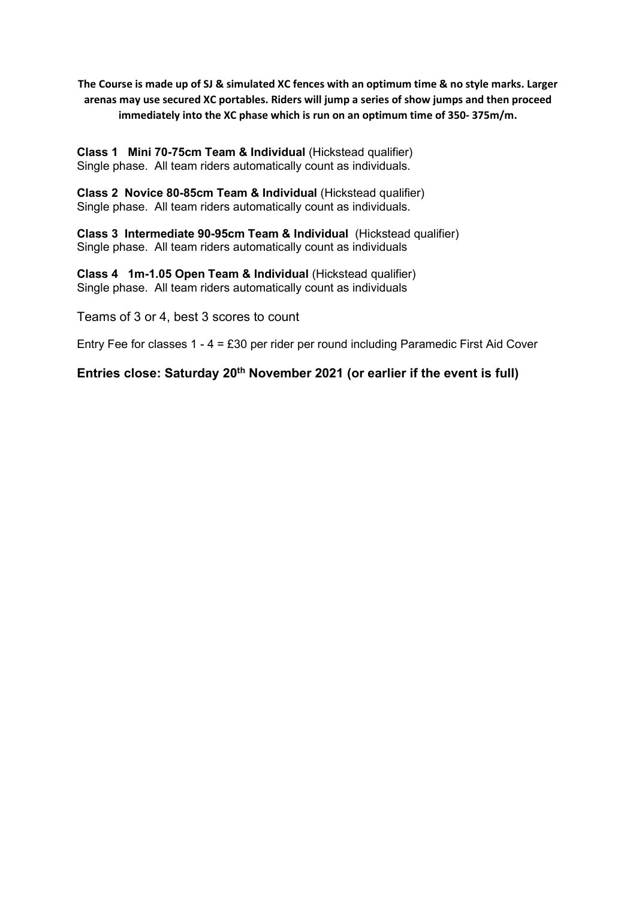**The Course is made up of SJ & simulated XC fences with an optimum time & no style marks. Larger arenas may use secured XC portables. Riders will jump a series of show jumps and then proceed immediately into the XC phase which is run on an optimum time of 350- 375m/m.**

**Class 1 Mini 70-75cm Team & Individual** (Hickstead qualifier)
Single phase. All team riders automatically count as individuals.

**Class 2 Novice 80-85cm Team & Individual** (Hickstead qualifier)
Single phase. All team riders automatically count as individuals.

**Class 3 Intermediate 90-95cm Team & Individual** (Hickstead qualifier)
Single phase. All team riders automatically count as individuals

**Class 4 1m-1.05 Open Team & Individual** (Hickstead qualifier)
Single phase. All team riders automatically count as individuals

Teams of 3 or 4, best 3 scores to count

Entry Fee for classes 1 - 4 = £30 per rider per round including Paramedic First Aid Cover

**Entries close: Saturday 20th November 2021 (or earlier if the event is full)**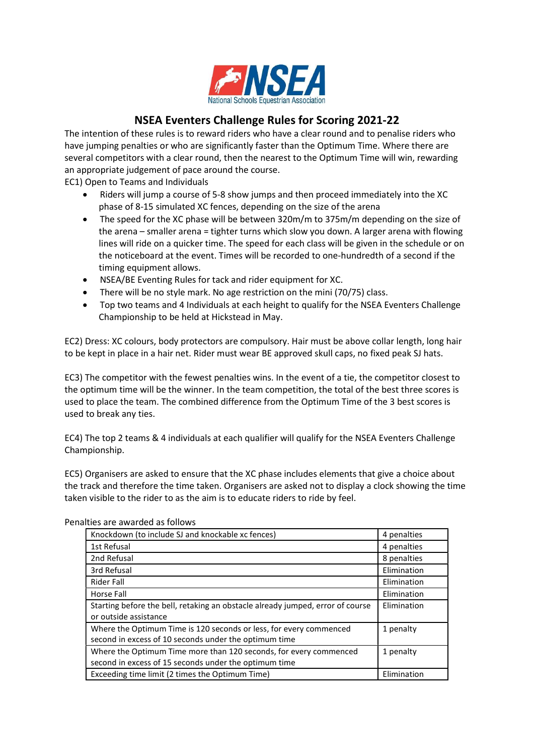# NSEA Eventers Challenge Rules for Scoring 2021-22

The intention of these rules is to reward riders who have a clear round and to penalise riders who have jumping penalties or who are significantly faster than the Optimum Time. Where there are several competitors with a clear round, then the nearest to the Optimum Time will win, rewarding an appropriate judgement of pace around the course.

EC1) Open to Teams and Individuals

- Riders will jump a course of 5-8 show jumps and then proceed immediately into the XC phase of 8-15 simulated XC fences, depending on the size of the arena
- The speed for the XC phase will be between 320m/m to 375m/m depending on the size of the arena – smaller arena = tighter turns which slow you down. A larger arena with flowing lines will ride on a quicker time. The speed for each class will be given in the schedule or on the noticeboard at the event. Times will be recorded to one-hundredth of a second if the timing equipment allows.
- NSEA/BE Eventing Rules for tack and rider equipment for XC.
- There will be no style mark. No age restriction on the mini (70/75) class.
- Top two teams and 4 Individuals at each height to qualify for the NSEA Eventers Challenge Championship to be held at Hickstead in May.

EC2) Dress: XC colours, body protectors are compulsory. Hair must be above collar length, long hair to be kept in place in a hair net. Rider must wear BE approved skull caps, no fixed peak SJ hats.

EC3) The competitor with the fewest penalties wins. In the event of a tie, the competitor closest to the optimum time will be the winner. In the team competition, the total of the best three scores is used to place the team. The combined difference from the Optimum Time of the 3 best scores is used to break any ties.

EC4) The top 2 teams & 4 individuals at each qualifier will qualify for the NSEA Eventers Challenge Championship.

EC5) Organisers are asked to ensure that the XC phase includes elements that give a choice about the track and therefore the time taken. Organisers are asked not to display a clock showing the time taken visible to the rider to as the aim is to educate riders to ride by feel.

Penalties are awarded as follows

| | |
|---|---|
| Knockdown (to include SJ and knockable xc fences) | 4 penalties |
| 1st Refusal | 4 penalties |
| 2nd Refusal | 8 penalties |
| 3rd Refusal | Elimination |
| Rider Fall | Elimination |
| Horse Fall | Elimination |
| Starting before the bell, retaking an obstacle already jumped, error of course or outside assistance | Elimination |
| Where the Optimum Time is 120 seconds or less, for every commenced second in excess of 10 seconds under the optimum time | 1 penalty |
| Where the Optimum Time more than 120 seconds, for every commenced second in excess of 15 seconds under the optimum time | 1 penalty |
| Exceeding time limit (2 times the Optimum Time) | Elimination |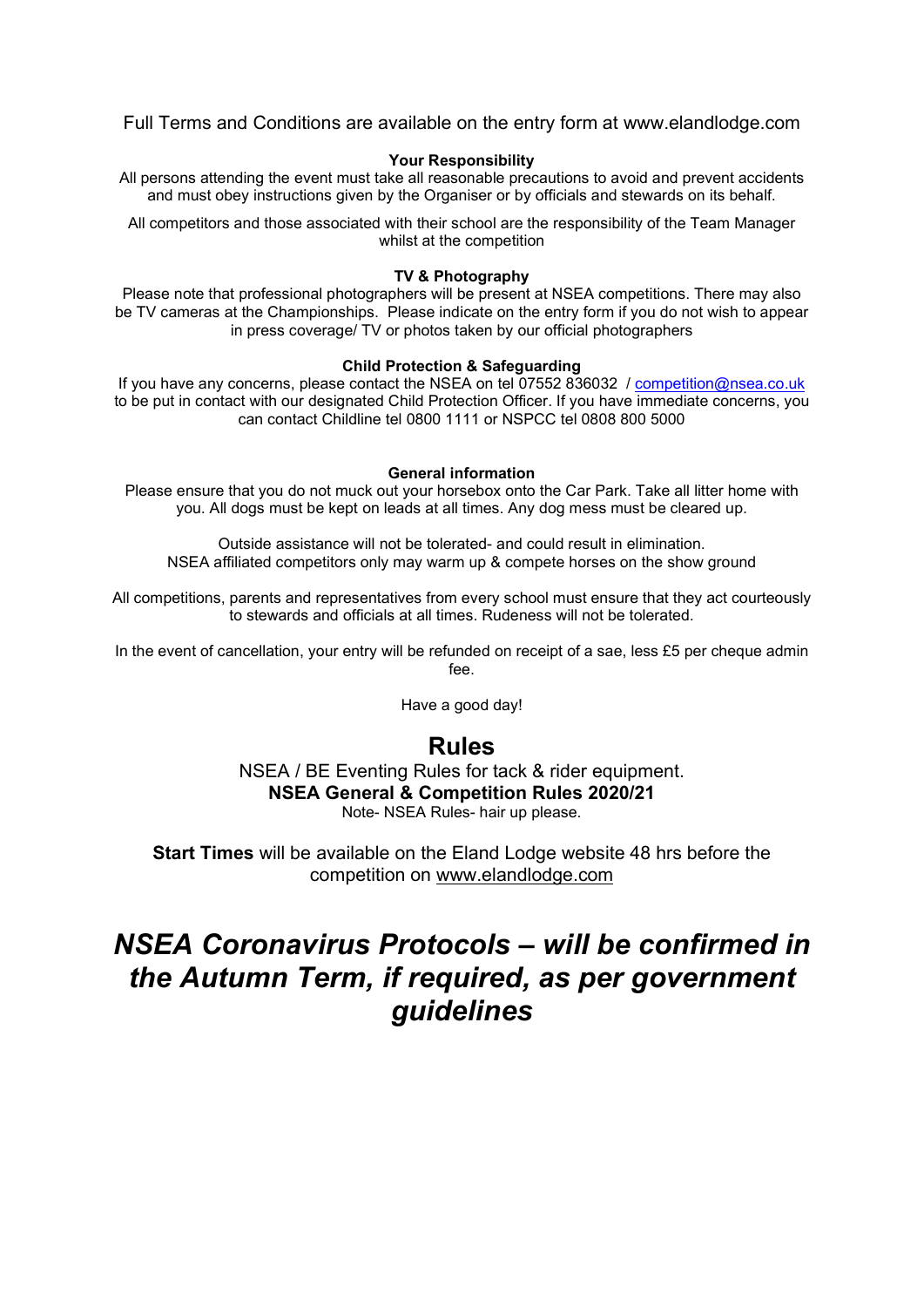Full Terms and Conditions are available on the entry form at www.elandlodge.com

**Your Responsibility**

All persons attending the event must take all reasonable precautions to avoid and prevent accidents and must obey instructions given by the Organiser or by officials and stewards on its behalf.

All competitors and those associated with their school are the responsibility of the Team Manager whilst at the competition

**TV & Photography**

Please note that professional photographers will be present at NSEA competitions. There may also be TV cameras at the Championships. Please indicate on the entry form if you do not wish to appear in press coverage/ TV or photos taken by our official photographers

**Child Protection & Safeguarding**

If you have any concerns, please contact the NSEA on tel 07552 836032 / competition@nsea.co.uk to be put in contact with our designated Child Protection Officer. If you have immediate concerns, you can contact Childline tel 0800 1111 or NSPCC tel 0808 800 5000

**General information**

Please ensure that you do not muck out your horsebox onto the Car Park. Take all litter home with you. All dogs must be kept on leads at all times. Any dog mess must be cleared up.

Outside assistance will not be tolerated- and could result in elimination.
NSEA affiliated competitors only may warm up & compete horses on the show ground

All competitions, parents and representatives from every school must ensure that they act courteously to stewards and officials at all times. Rudeness will not be tolerated.

In the event of cancellation, your entry will be refunded on receipt of a sae, less £5 per cheque admin fee.

Have a good day!

## Rules

NSEA / BE Eventing Rules for tack & rider equipment.
**NSEA General & Competition Rules 2020/21**
Note- NSEA Rules- hair up please.

**Start Times** will be available on the Eland Lodge website 48 hrs before the competition on www.elandlodge.com

# *NSEA Coronavirus Protocols – will be confirmed in the Autumn Term, if required, as per government guidelines*